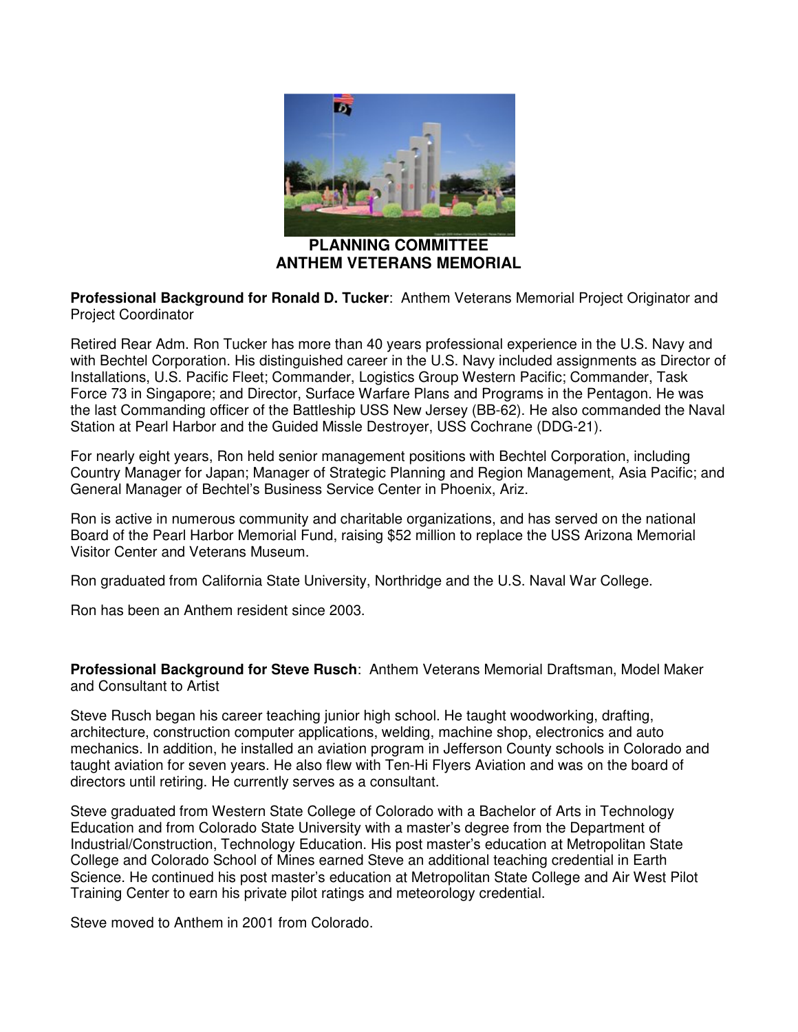# PLANNING COMMITTEE
# ANTHEM VETERANS MEMORIAL

**Professional Background for Ronald D. Tucker**: Anthem Veterans Memorial Project Originator and Project Coordinator

Retired Rear Adm. Ron Tucker has more than 40 years professional experience in the U.S. Navy and with Bechtel Corporation. His distinguished career in the U.S. Navy included assignments as Director of Installations, U.S. Pacific Fleet; Commander, Logistics Group Western Pacific; Commander, Task Force 73 in Singapore; and Director, Surface Warfare Plans and Programs in the Pentagon. He was the last Commanding officer of the Battleship USS New Jersey (BB-62). He also commanded the Naval Station at Pearl Harbor and the Guided Missle Destroyer, USS Cochrane (DDG-21).

For nearly eight years, Ron held senior management positions with Bechtel Corporation, including Country Manager for Japan; Manager of Strategic Planning and Region Management, Asia Pacific; and General Manager of Bechtel's Business Service Center in Phoenix, Ariz.

Ron is active in numerous community and charitable organizations, and has served on the national Board of the Pearl Harbor Memorial Fund, raising $52 million to replace the USS Arizona Memorial Visitor Center and Veterans Museum.

Ron graduated from California State University, Northridge and the U.S. Naval War College.

Ron has been an Anthem resident since 2003.

**Professional Background for Steve Rusch**: Anthem Veterans Memorial Draftsman, Model Maker and Consultant to Artist

Steve Rusch began his career teaching junior high school. He taught woodworking, drafting, architecture, construction computer applications, welding, machine shop, electronics and auto mechanics. In addition, he installed an aviation program in Jefferson County schools in Colorado and taught aviation for seven years. He also flew with Ten-Hi Flyers Aviation and was on the board of directors until retiring. He currently serves as a consultant.

Steve graduated from Western State College of Colorado with a Bachelor of Arts in Technology Education and from Colorado State University with a master's degree from the Department of Industrial/Construction, Technology Education. His post master's education at Metropolitan State College and Colorado School of Mines earned Steve an additional teaching credential in Earth Science. He continued his post master's education at Metropolitan State College and Air West Pilot Training Center to earn his private pilot ratings and meteorology credential.

Steve moved to Anthem in 2001 from Colorado.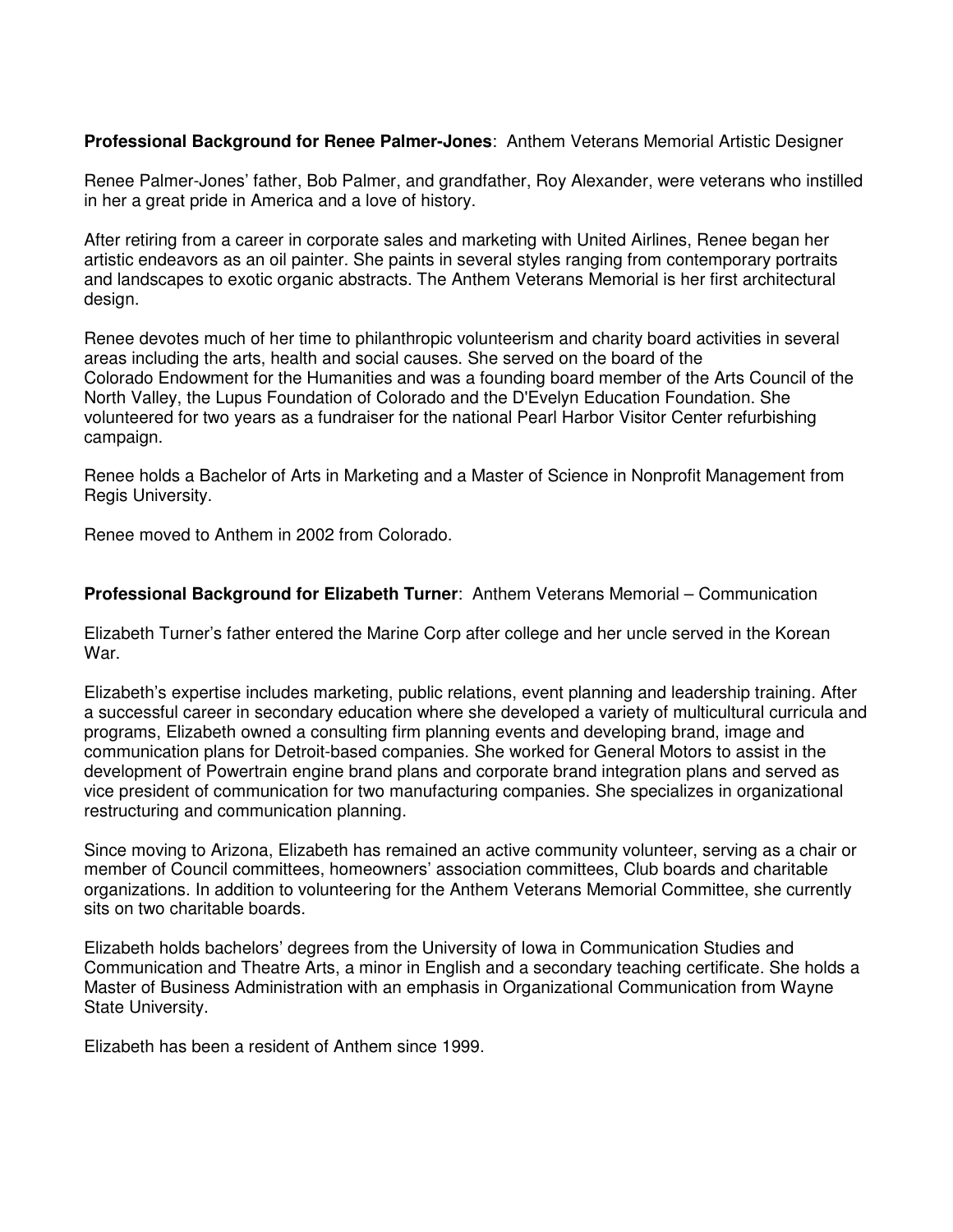**Professional Background for Renee Palmer-Jones**: Anthem Veterans Memorial Artistic Designer

Renee Palmer-Jones' father, Bob Palmer, and grandfather, Roy Alexander, were veterans who instilled in her a great pride in America and a love of history.

After retiring from a career in corporate sales and marketing with United Airlines, Renee began her artistic endeavors as an oil painter. She paints in several styles ranging from contemporary portraits and landscapes to exotic organic abstracts. The Anthem Veterans Memorial is her first architectural design.

Renee devotes much of her time to philanthropic volunteerism and charity board activities in several areas including the arts, health and social causes. She served on the board of the Colorado Endowment for the Humanities and was a founding board member of the Arts Council of the North Valley, the Lupus Foundation of Colorado and the D'Evelyn Education Foundation. She volunteered for two years as a fundraiser for the national Pearl Harbor Visitor Center refurbishing campaign.

Renee holds a Bachelor of Arts in Marketing and a Master of Science in Nonprofit Management from Regis University.

Renee moved to Anthem in 2002 from Colorado.

**Professional Background for Elizabeth Turner**: Anthem Veterans Memorial – Communication

Elizabeth Turner's father entered the Marine Corp after college and her uncle served in the Korean War.

Elizabeth's expertise includes marketing, public relations, event planning and leadership training. After a successful career in secondary education where she developed a variety of multicultural curricula and programs, Elizabeth owned a consulting firm planning events and developing brand, image and communication plans for Detroit-based companies. She worked for General Motors to assist in the development of Powertrain engine brand plans and corporate brand integration plans and served as vice president of communication for two manufacturing companies. She specializes in organizational restructuring and communication planning.

Since moving to Arizona, Elizabeth has remained an active community volunteer, serving as a chair or member of Council committees, homeowners' association committees, Club boards and charitable organizations. In addition to volunteering for the Anthem Veterans Memorial Committee, she currently sits on two charitable boards.

Elizabeth holds bachelors' degrees from the University of Iowa in Communication Studies and Communication and Theatre Arts, a minor in English and a secondary teaching certificate. She holds a Master of Business Administration with an emphasis in Organizational Communication from Wayne State University.

Elizabeth has been a resident of Anthem since 1999.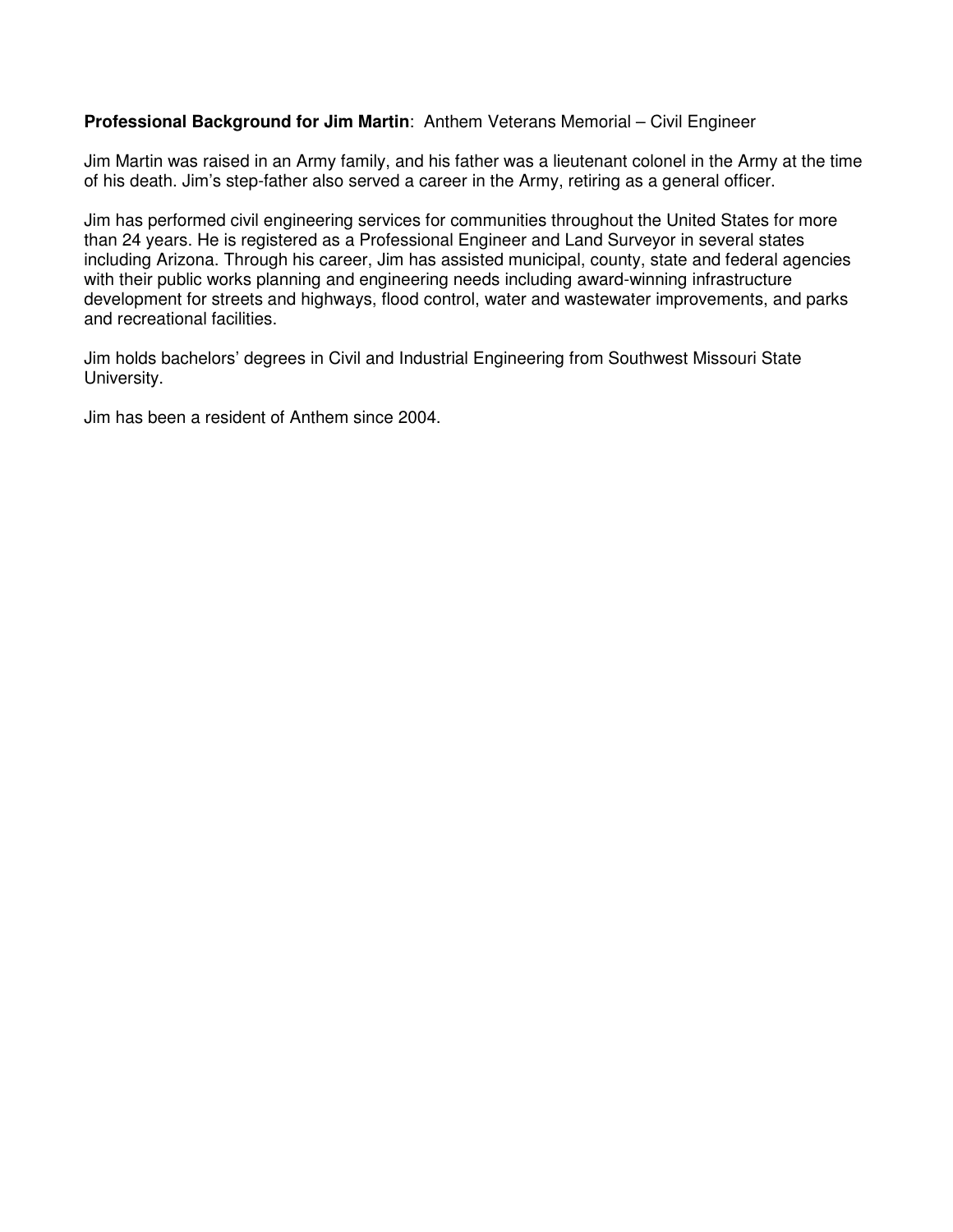**Professional Background for Jim Martin**: Anthem Veterans Memorial – Civil Engineer

Jim Martin was raised in an Army family, and his father was a lieutenant colonel in the Army at the time of his death. Jim's step-father also served a career in the Army, retiring as a general officer.

Jim has performed civil engineering services for communities throughout the United States for more than 24 years. He is registered as a Professional Engineer and Land Surveyor in several states including Arizona. Through his career, Jim has assisted municipal, county, state and federal agencies with their public works planning and engineering needs including award-winning infrastructure development for streets and highways, flood control, water and wastewater improvements, and parks and recreational facilities.

Jim holds bachelors' degrees in Civil and Industrial Engineering from Southwest Missouri State University.

Jim has been a resident of Anthem since 2004.